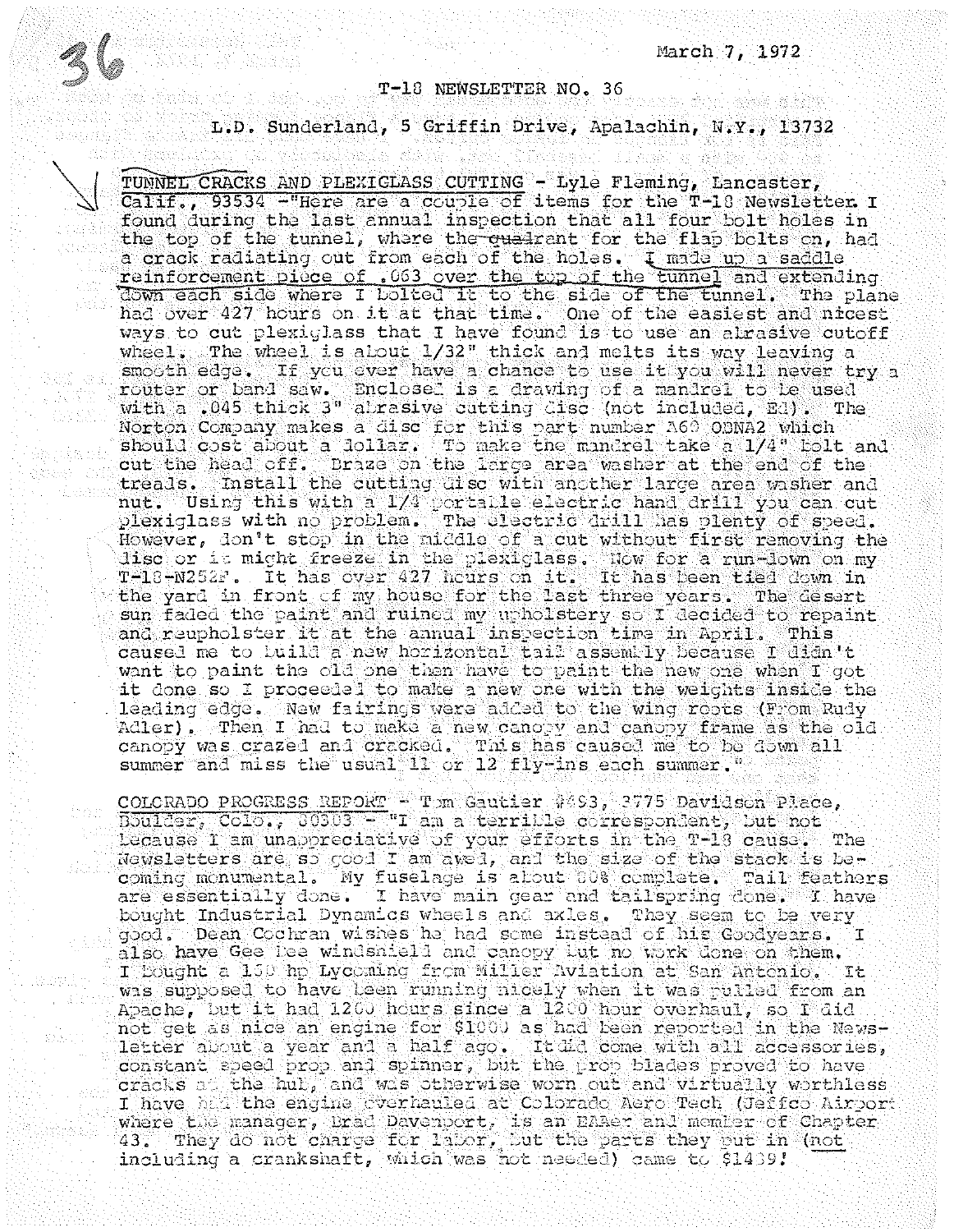March 7, 1972

# T-18 NEWSLETTER NO. 36

L.D. Sunderland, 5 Griffin Drive, Apalachin, N.Y., 13732

**TUNNEL CRACKS AND PLEXIGLASS CUTTING** - Lyle Fleming, Lancaster, Calif., 93534 -"Here are a couple of items for the T-18 Newsletter. I found during the last annual inspection that all four bolt holes in the top of the tunnel, where the ~~quadrant~~ for the flap bolts on, had a crack radiating out from each of the holes. I made up a saddle reinforcement piece of .063 over the top of the tunnel and extending down each side where I bolted it to the side of the tunnel. The plane had over 427 hours on it at that time. One of the easiest and nicest ways to cut plexiglass that I have found is to use an abrasive cutoff wheel. The wheel is about 1/32" thick and melts its way leaving a smooth edge. If you ever have a chance to use it you will never try a router or band saw. Enclosed is a drawing of a mandrel to be used with a .045 thick 3" abrasive cutting disc (not included, Ed). The Norton Company makes a disc for this part number A60 OBNA2 which should cost about a dollar. To make the mandrel take a 1/4" bolt and cut the head off. Braze on the large area washer at the end of the treads. Install the cutting disc with another large area washer and nut. Using this with a 1/4 portable electric hand drill you can cut plexiglass with no problem. The electric drill has plenty of speed. However, don't stop in the middle of a cut without first removing the disc or it might freeze in the plexiglass. Now for a run-down on my T-18-N252F. It has over 427 hours on it. It has been tied down in the yard in front of my house for the last three years. The desert sun faded the paint and ruined my upholstery so I decided to repaint and reupholster it at the annual inspection time in April. This caused me to build a new horizontal tail assembly because I didn't want to paint the old one then have to paint the new one when I got it done so I proceeded to make a new one with the weights inside the leading edge. New fairings were added to the wing roots (From Rudy Adler). Then I had to make a new canopy and canopy frame as the old canopy was crazed and cracked. This has caused me to be down all summer and miss the usual 11 or 12 fly-ins each summer."

**COLORADO PROGRESS REPORT** - Tom Gautier #493, 3775 Davidson Place, Boulder, Colo., 80303 - "I am a terrible correspondent, but not because I am unappreciative of your efforts in the T-18 cause. The Newsletters are so good I am awed, and the size of the stack is becoming monumental. My fuselage is about 80% complete. Tail feathers are essentially done. I have main gear and tailspring done. I have bought Industrial Dynamics wheels and axles. They seem to be very good. Dean Cochran wishes he had some instead of his Goodyears. I also have Gee Bee windshield and canopy but no work done on them. I bought a 150 hp Lycoming from Miller Aviation at San Antonio. It was supposed to have been running nicely when it was pulled from an Apache, but it had 1200 hours since a 1200 hour overhaul, so I did not get as nice an engine for $1000 as had been reported in the Newsletter about a year and a half ago. It did come with all accessories, constant speed prop and spinner, but the prop blades proved to have cracks at the hub, and was otherwise worn out and virtually worthless I have had the engine overhauled at Colorado Aero Tech (Jeffco Airport where the manager, Brad Davenport, is an EAAer and member of Chapter 43. They do not charge for labor, but the parts they put in (not including a crankshaft, which was not needed) came to $1439!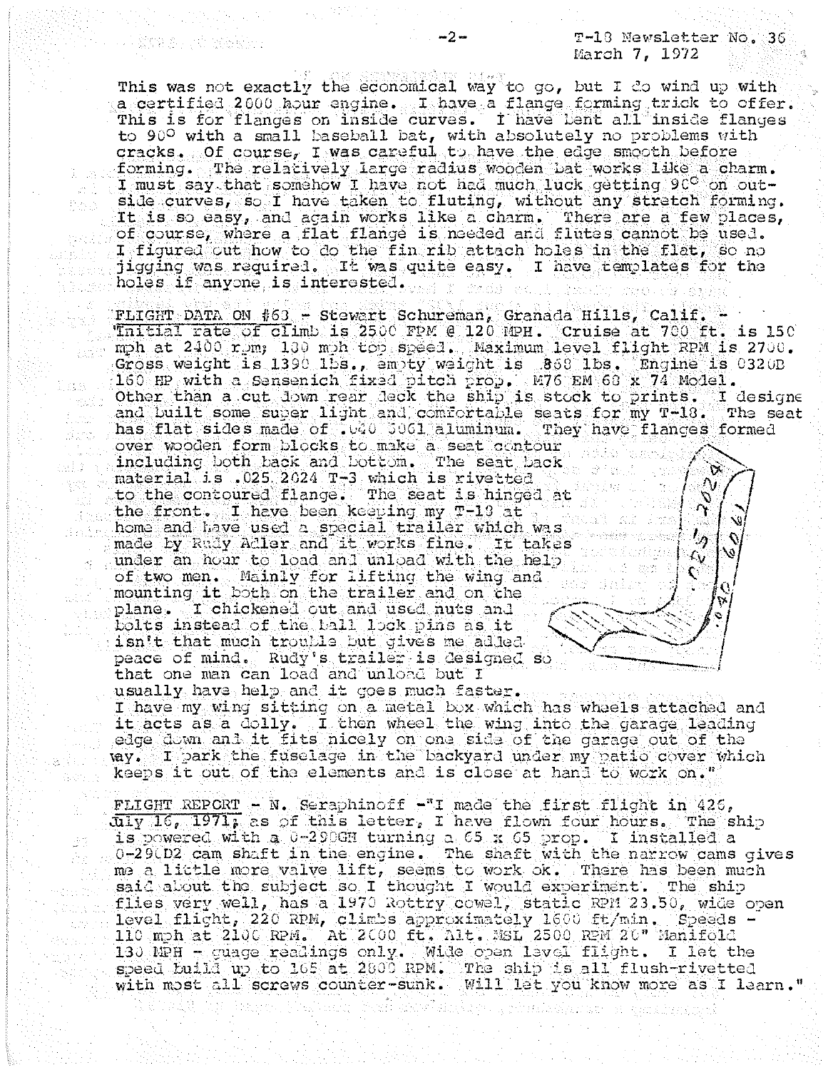This was not exactly the economical way to go, but I do wind up with a certified 2000 hour engine. I have a flange forming trick to offer. This is for flanges on inside curves. I have bent all inside flanges to 90° with a small baseball bat, with absolutely no problems with cracks. Of course, I was careful to have the edge smooth before forming. The relatively large radius wooden bat works like a charm. I must say that somehow I have not had much luck getting 90° on outside curves, so I have taken to fluting, without any stretch forming. It is so easy, and again works like a charm. There are a few places, of course, where a flat flange is needed and flutes cannot be used. I figured out how to do the fin rib attach holes in the flat, so no jigging was required. It was quite easy. I have templates for the holes if anyone is interested.

FLIGHT DATA ON #63 - Stewart Schureman, Granada Hills, Calif. - Initial rate of climb is 2500 FPM @ 120 MPH. Cruise at 700 ft. is 150 mph at 2400 rpm; 180 mph top speed. Maximum level flight RPM is 2700. Gross weight is 1390 lbs., empty weight is 868 lbs. Engine is 0320D 160 HP with a Sensenich fixed pitch prop. M76 EM 68 x 74 Model. Other than a cut down rear deck the ship is stock to prints. I designed and built some super light and comfortable seats for my T-18. The seat has flat sides made of .040 6061 aluminum. They have flanges formed over wooden form blocks to make a seat contour including both back and bottom. The seat back material is .025 2024 T-3 which is rivetted to the contoured flange. The seat is hinged at the front. I have been keeping my T-18 at home and have used a special trailer which was made by Rudy Adler and it works fine. It takes under an hour to load and unload with the help of two men. Mainly for lifting the wing and mounting it both on the trailer and on the plane. I chickened out and used nuts and bolts instead of the ball lock pins as it isn't that much trouble but gives me added peace of mind. Rudy's trailer is designed so that one man can load and unload but I usually have help and it goes much faster. I have my wing sitting on a metal box which has wheels attached and it acts as a dolly. I then wheel the wing into the garage leading edge down and it fits nicely on one side of the garage out of the way. I park the fuselage in the backyard under my patio cover which keeps it out of the elements and is close at hand to work on."

FLIGHT REPORT - N. Seraphinoff -"I made the first flight in 426, July 16, 1971; as of this letter, I have flown four hours. The ship is powered with a 0-290GH turning a 65 x 65 prop. I installed a 0-290D2 cam shaft in the engine. The shaft with the narrow cams gives me a little more valve lift, seems to work ok. There has been much said about the subject so I thought I would experiment. The ship flies very well, has a 1970 Rottry cowel, static RPM 23.50, wide open level flight, 220 RPM, climbs approximately 1600 ft/min. Speeds - 110 mph at 2100 RPM. At 2000 ft. Alt. MSL 2500 RPM 20" Manifold 130 MPH - guage readings only. Wide open level flight. I let the speed build up to 165 at 2800 RPM. The ship is all flush-rivetted with most all screws counter-sunk. Will let you know more as I learn."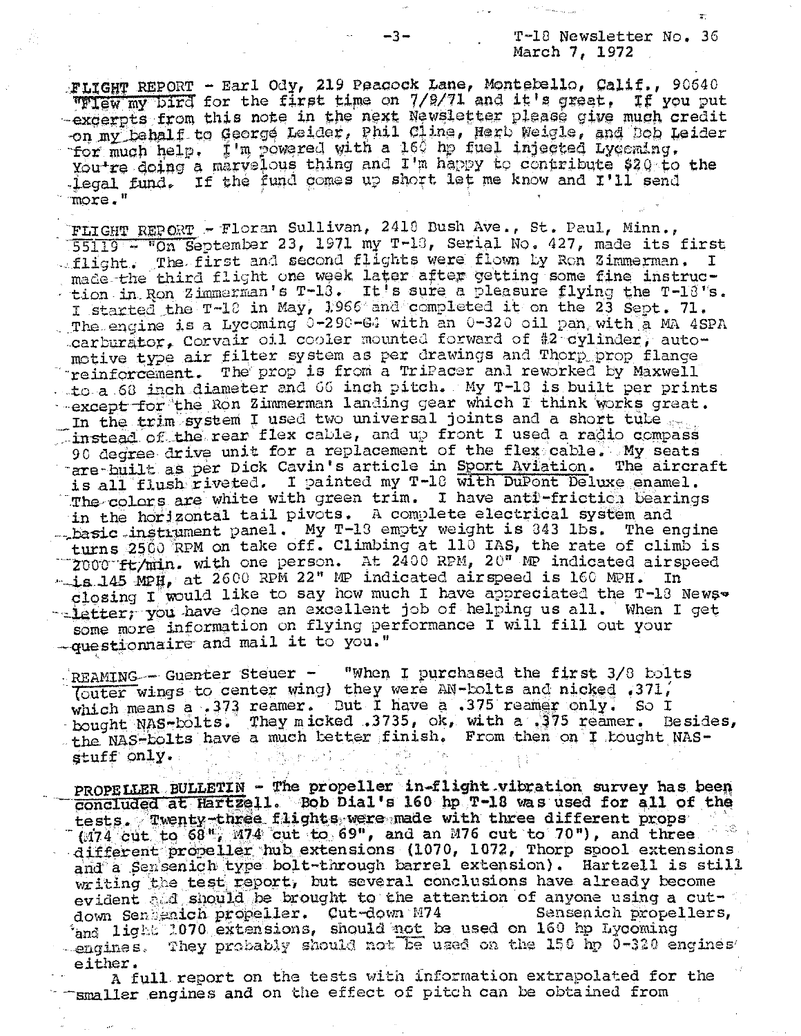FLIGHT REPORT - Earl Ody, 219 Peacock Lane, Montebello, Calif., 90640 "Flew my bird for the first time on 7/9/71 and it's great. If you put excerpts from this note in the next Newsletter please give much credit on my behalf to George Leider, Phil Cline, Herb Weigle, and Bob Leider for much help. I'm powered with a 160 hp fuel injected Lycoming. You're doing a marvelous thing and I'm happy to contribute $20 to the legal fund. If the fund comes up short let me know and I'll send more."

FLIGHT REPORT - Floran Sullivan, 2410 Bush Ave., St. Paul, Minn., 55119 - "On September 23, 1971 my T-18, Serial No. 427, made its first flight. The first and second flights were flown by Ron Zimmerman. I made the third flight one week later after getting some fine instruction in Ron Zimmerman's T-18. It's sure a pleasure flying the T-18's. I started the T-18 in May, 1966 and completed it on the 23 Sept. 71. The engine is a Lycoming O-290-G4 with an O-320 oil pan, with a MA 4SPA carburator, Corvair oil cooler mounted forward of #2 cylinder, automotive type air filter system as per drawings and Thorp prop flange reinforcement. The prop is from a TriPacer and reworked by Maxwell to a 68 inch diameter and 66 inch pitch. My T-18 is built per prints except for the Ron Zimmerman landing gear which I think works great. In the trim system I used two universal joints and a short tube instead of the rear flex cable, and up front I used a radio compass 90 degree drive unit for a replacement of the flex cable. My seats are built as per Dick Cavin's article in Sport Aviation. The aircraft is all flush riveted. I painted my T-18 with DuPont Deluxe enamel. The colors are white with green trim. I have anti-friction bearings in the horizontal tail pivots. A complete electrical system and basic instrument panel. My T-18 empty weight is 843 lbs. The engine turns 2500 RPM on take off. Climbing at 110 IAS, the rate of climb is 2000 ft/min. with one person. At 2400 RPM, 20" MP indicated airspeed is 145 MPH, at 2600 RPM 22" MP indicated airspeed is 160 MPH. In closing I would like to say how much I have appreciated the T-18 Newsletter; you have done an excellent job of helping us all. When I get some more information on flying performance I will fill out your questionnaire and mail it to you."

REAMING - Guenter Steuer - "When I purchased the first 3/8 bolts (outer wings to center wing) they were AN-bolts and micked .371, which means a .373 reamer. But I have a .375 reamer only. So I bought NAS-bolts. They micked .3735, ok, with a .375 reamer. Besides, the NAS-bolts have a much better finish. From then on I bought NAS-stuff only.

PROPELLER BULLETIN - The propeller in-flight vibration survey has been concluded at Hartzell. Bob Dial's 160 hp T-18 was used for all of the tests. Twenty-three flights were made with three different props (M74 cut to 68", M74 cut to 69", and an M76 cut to 70"), and three different propeller hub extensions (1070, 1072, Thorp spool extensions and a Sensenich type bolt-through barrel extension). Hartzell is still writing the test report, but several conclusions have already become evident and should be brought to the attention of anyone using a cut-down Sensenich propeller. Cut-down M74 Sensenich propellers, and light 1070 extensions, should not be used on 160 hp Lycoming engines. They probably should not be used on the 150 hp O-320 engines either.

A full report on the tests with information extrapolated for the smaller engines and on the effect of pitch can be obtained from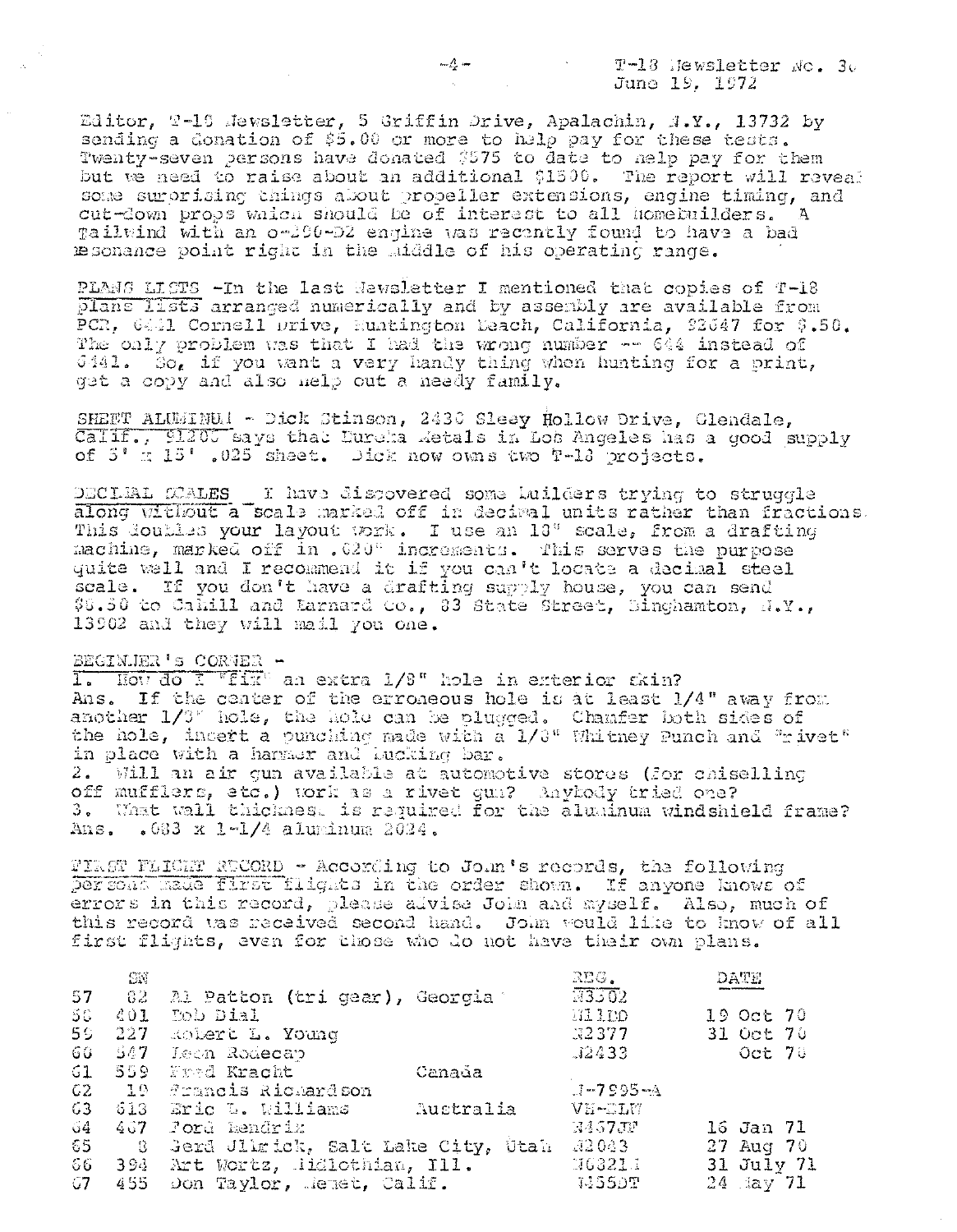Editor, T-18 Newsletter, 5 Griffin Drive, Apalachin, N.Y., 13732 by sending a donation of $5.00 or more to help pay for these tests. Twenty-seven persons have donated $375 to date to help pay for them but we need to raise about an additional $1500. The report will reveal some surprising things about propeller extensions, engine timing, and cut-down props which should be of interest to all homebuilders. A Tailwind with an O-290-D2 engine was recently found to have a bad resonance point right in the middle of his operating range.

PLANS LISTS -In the last Newsletter I mentioned that copies of T-18 plans lists arranged numerically and by assembly are available from PCR, 6441 Cornell Drive, Huntington Beach, California, 92647 for $.50. The only problem was that I had the wrong number -- 644 instead of 6441. So, if you want a very handy thing when hunting for a print, get a copy and also help out a needy family.

SHEET ALUMINUM - Dick Stinson, 2430 Sleey Hollow Drive, Glendale, Calif., 91206 says that Eureka Metals in Los Angeles has a good supply of 5' x 15' .025 sheet. Dick now owns two T-18 projects.

DECIMAL SCALES - I have discovered some builders trying to struggle along without a scale marked off in decimal units rather than fractions. This doubles your layout work. I use an 18" scale, from a drafting machine, marked off in .020" increments. This serves the purpose quite well and I recommend it if you can't locate a decimal steel scale. If you don't have a drafting supply house, you can send $6.50 to Cahill and Barnard Co., 83 State Street, Binghamton, N.Y., 13902 and they will mail you one.

BEGINNER'S CORNER -

1. How do I "fix" an extra 1/8" hole in exterior skin?
Ans. If the center of the erroneous hole is at least 1/4" away from another 1/8" hole, the hole can be plugged. Chamfer both sides of the hole, insert a punching made with a 1/8" Whitney Punch and "rivet" in place with a hammer and bucking bar.
2. Will an air gun available at automotive stores (for chiselling off mufflers, etc.) work as a rivet gun? Anybody tried one?
3. What wall thickness is required for the aluminum windshield frame?
Ans. .083 x 1-1/4 aluminum 2024.

FIRST FLIGHT RECORD - According to John's records, the following persons made first flights in the order shown. If anyone knows of errors in this record, please advise John and myself. Also, much of this record was received second hand. John would like to know of all first flights, even for those who do not have their own plans.

| | SN | | REG. | DATE |
|---|---|---|---|---|
| 57 | 82 | Al Patton (tri gear), Georgia | N3502 | |
| 58 | 401 | Bob Dial | N11BD | 19 Oct 70 |
| 59 | 227 | Robert L. Young | N2377 | 31 Oct 70 |
| 60 | 347 | Leon Rodecap | N2433 | Oct 70 |
| 61 | 559 | Fred Kracht Canada | | |
| 62 | 19 | Francis Richardson | N-7995-A | |
| 63 | 613 | Eric L. Williams Australia | VH-ELW | |
| 64 | 467 | Ford Hendrix | N467JF | 16 Jan 71 |
| 65 | 8 | Gerd Jlmrick, Salt Lake City, Utah | N2083 | 27 Aug 70 |
| 66 | 394 | Art Wertz, Midlothian, Ill. | N6821 | 31 July 71 |
| 67 | 455 | Don Taylor, Hemet, Calif. | N455DT | 24 May 71 |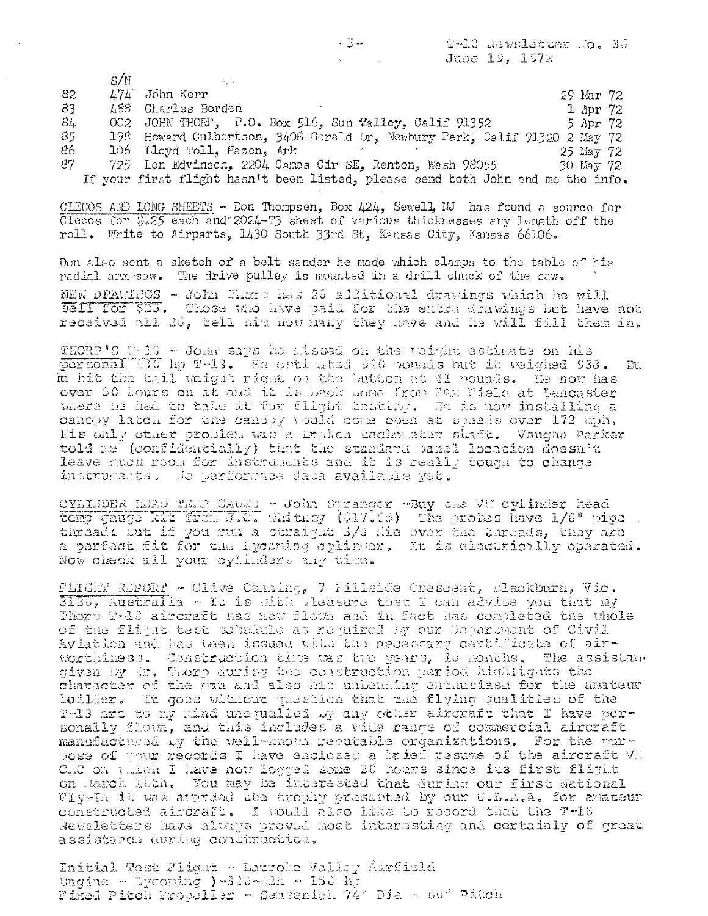| | S/N | | |
|---|---|---|---|
| 82 | 474 | John Kerr | 29 Mar 72 |
| 83 | 488 | Charles Borden | 1 Apr 72 |
| 84 | 002 | JOHN THORP, P.O. Box 516, Sun Valley, Calif 91352 | 5 Apr 72 |
| 85 | 198 | Howard Culbertson, 3408 Gerald Dr, Newbury Park, Calif 91320 | 2 May 72 |
| 86 | 106 | Lloyd Toll, Hazen, Ark | 25 May 72 |
| 87 | 725 | Len Edvinson, 2204 Camas Cir SE, Renton, Wash 98055 | 30 May 72 |

If your first flight hasn't been listed, please send both John and me the info.

CLECOS AND LONG SHEETS - Don Thompsen, Box 424, Sewell, NJ has found a source for Clecos for $.25 each and 2024-T3 sheet of various thicknesses any length off the roll. Write to Airparts, 1430 South 33rd St, Kansas City, Kansas 66106.

Don also sent a sketch of a belt sander he made which clamps to the table of his radial arm saw. The drive pulley is mounted in a drill chuck of the saw.

NEW DRAWINGS - John Thorp has 26 additional drawings which he will sell for $25. Those who have paid for the extra drawings but have not received all 26, tell him how many they have and he will fill them in.

THORP'S T-18 - John says he missed on the weight estimate on his personal 180 hp T-18. He estimated 940 pounds but it weighed 933. But he hit the tail weight right on the button at 41 pounds. He now has over 50 hours on it and it is back home from Fox Field at Lancaster where he had to take it for flight testing. He is now installing a canopy latch for the canopy would come open at speeds over 172 mph. His only other problem was a broken tachometer shaft. Vaughn Parker told me (confidentially) that the standard panel location doesn't leave much room for instruments and it is really tough to change instruments. No performance data available yet.

CYLINDER HEAD TEMP GAUGE - John Spranger -Buy the VW cylinder head temp gauge kit from J.C. Whitney ($17.95) The probes have 1/8" pipe threads but if you run a straight 3/8 die over the threads, they are a perfect fit for the Lycoming cylinder. It is electrically operated. Now check all your cylinders any time.

FLIGHT REPORT - Clive Canning, 7 Hillside Crescent, Blackburn, Vic. 3130, Australia - It is with pleasure that I can advise you that my Thorp T-18 aircraft has now flown and in fact has completed the whole of the flight test schedule as required by our Department of Civil Aviation and has been issued with the necessary certificate of airworthiness. Construction time was two years, 10 months. The assistance given by Mr. Thorp during the construction period highlights the character of the man and also his unbending enthusiasm for the amateur builder. It goes without question that the flying qualities of the T-18 are to my mind unequalled by any other aircraft that I have personally flown, and this includes a wide range of commercial aircraft manufactured by the well-known reputable organizations. For the purpose of your records I have enclosed a brief resume of the aircraft VH CMC on which I have now logged some 20 hours since its first flight on March 25th. You may be interested that during our first National Fly-In it was awarded the trophy presented by our U.L.A.A. for amateur constructed aircraft. I would also like to record that the T-18 Newsletters have always proved most interesting and certainly of great assistance during construction.

Initial Test Flight - Latrobe Valley Airfield
Engine - Lycoming O-320-A2A - 150 hp
Fixed Pitch Propeller - Sensenich 74" Dia - 60" Pitch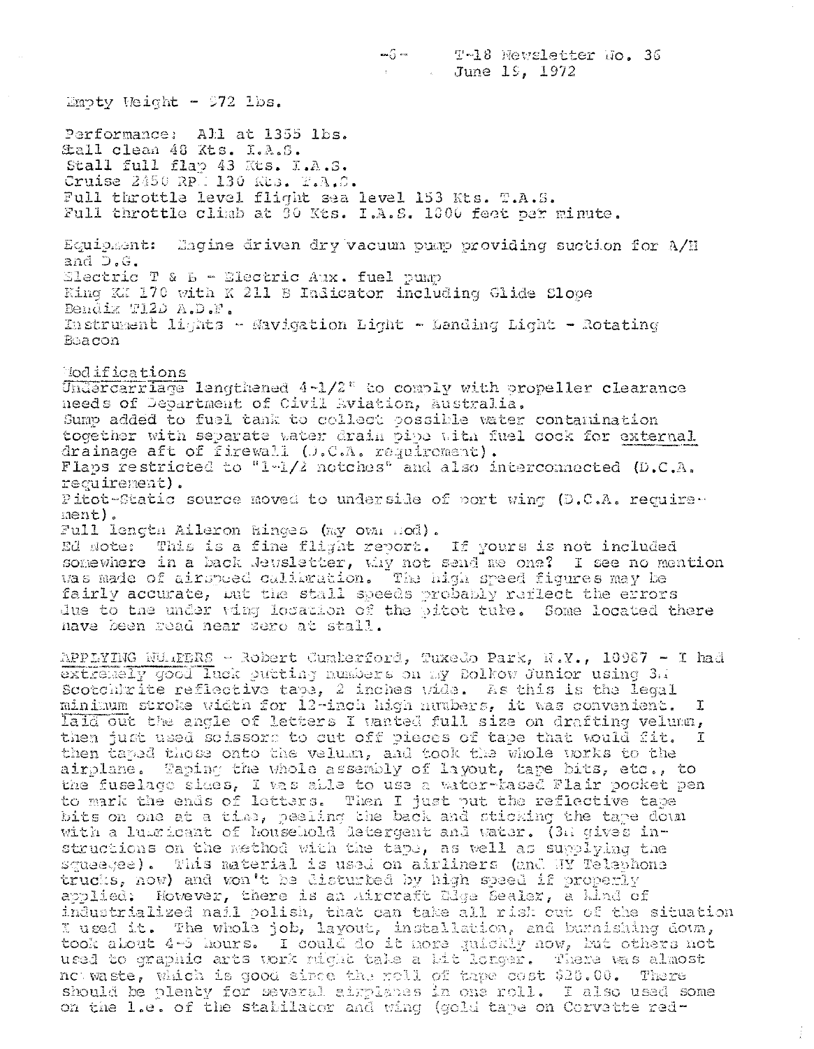Empty Weight - 972 lbs.

Performance: All at 1355 lbs.
Stall clean 48 Kts. I.A.S.
Stall full flap 43 Kts. I.A.S.
Cruise 2450 RPM 130 Kts. T.A.S.
Full throttle level flight sea level 153 Kts. T.A.S.
Full throttle climb at 80 Kts. I.A.S. 1000 feet per minute.

Equipment: Engine driven dry vacuum pump providing suction for A/H and D.G.
Electric T & B - Electric Aux. fuel pump
King KX 170 with K 211 B Indicator including Glide Slope
Bendix T12D A.D.F.
Instrument lights - Navigation Light - Landing Light - Rotating Beacon

Modifications

Undercarriage lengthened 4-1/2" to comply with propeller clearance needs of Department of Civil Aviation, Australia.
Sump added to fuel tank to collect possible water contamination together with separate water drain pipe with fuel cock for external drainage aft of firewall (D.C.A. requirement).
Flaps restricted to "1-1/2 notches" and also interconnected (D.C.A. requirement).
Pitot-Static source moved to underside of port wing (D.C.A. requirement).
Full length Aileron Hinges (my own mod).

Ed Note: This is a fine flight report. If yours is not included somewhere in a back Newsletter, why not send me one? I see no mention was made of airspeed calibration. The high speed figures may be fairly accurate, but the stall speeds probably reflect the errors due to the under wing location of the pitot tube. Some located there have been read near zero at stall.

APPLYING NUMBERS - Robert Cumberford, Tuxedo Park, N.Y., 10987 - I had extremely good luck putting numbers on my Bolkow Junior using 3M Scotchlite reflective tape, 2 inches wide. As this is the legal minimum stroke width for 12-inch high numbers, it was convenient. I laid out the angle of letters I wanted full size on drafting velumn, then just used scissors to cut off pieces of tape that would fit. I then taped those onto the velum, and took the whole works to the airplane. Taping the whole assembly of layout, tape bits, etc., to the fuselage sides, I was able to use a water-based Flair pocket pen to mark the ends of letters. Then I just put the reflective tape bits on one at a time, peeling the back and sticking the tape down with a lubricant of household detergent and water. (3M gives instructions on the method with the tape, as well as supplying the squeegee). This material is used on airliners (and NY Telephone trucks, now) and won't be disturbed by high speed if properly applied. However, there is an Aircraft Edge Sealer, a kind of industrialized nail polish, that can take all risk out of the situation I used it. The whole job, layout, installation, and burnishing down, took about 4-5 hours. I could do it more quickly now, but others not used to graphic arts work might take a bit longer. There was almost no waste, which is good since the roll of tape cost $25.00. There should be plenty for several airplanes in one roll. I also used some on the l.e. of the stabilator and wing (gold tape on Corvette red-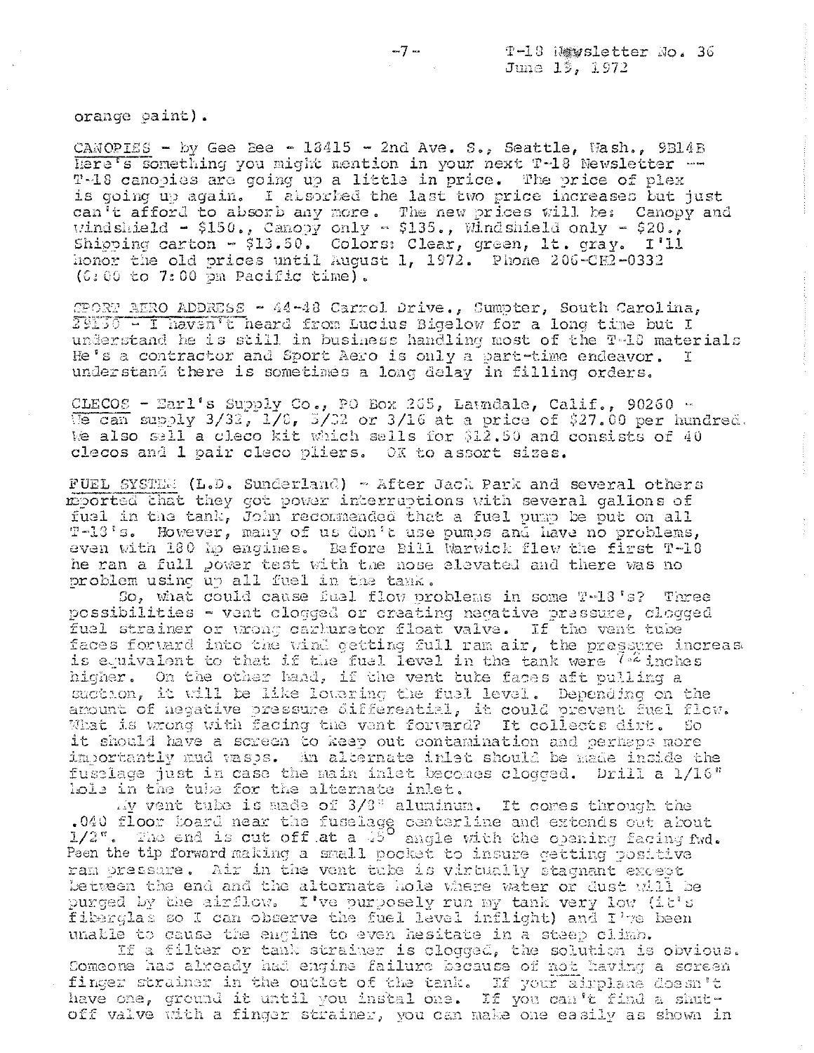orange paint).

CANOPIES - by Gee Bee - 18415 - 2nd Ave. S., Seattle, Wash., 98148
Here's something you might mention in your next T-18 Newsletter -- T-18 canopies are going up a little in price. The price of plex is going up again. I absorbed the last two price increases but just can't afford to absorb any more. The new prices will be: Canopy and windshield - $150., Canopy only - $135., Windshield only - $20., Shipping carton - $13.50. Colors: Clear, green, lt. gray. I'll honor the old prices until August 1, 1972. Phone 206-CH2-0332 (6:00 to 7:00 pm Pacific time).

SPORT AERO ADDRESS - 44-48 Carrol Drive., Sumpter, South Carolina, 29150 - I haven't heard from Lucius Bigelow for a long time but I understand he is still in business handling most of the T-18 materials He's a contractor and Sport Aero is only a part-time endeavor. I understand there is sometimes a long delay in filling orders.

CLECOS - Earl's Supply Co., PO Box 265, Lawndale, Calif., 90260 - We can supply 3/32, 1/8, 5/32 or 3/16 at a price of $27.00 per hundred. We also sell a cleco kit which sells for $12.50 and consists of 40 clecos and 1 pair cleco pliers. OK to assort sizes.

FUEL SYSTEM (L.D. Sunderland) - After Jack Park and several others reported that they got power interruptions with several gallons of fuel in the tank, John recommended that a fuel pump be put on all T-18's. However, many of us don't use pumps and have no problems, even with 180 hp engines. Before Bill Warwick flew the first T-18 he ran a full power test with the nose elevated and there was no problem using up all fuel in the tank.

So, what could cause fuel flow problems in some T-18's? Three possibilities - vent clogged or creating negative pressure, clogged fuel strainer or wrong carburetor float valve. If the vent tube faces forward into the wind getting full ram air, the pressure increase is equivalent to that if the fuel level in the tank were 7-2 inches higher. On the other hand, if the vent tube faces aft pulling a suction, it will be like lowering the fuel level. Depending on the amount of negative pressure differential, it could prevent fuel flow. What is wrong with facing the vent forward? It collects dirt. So it should have a screen to keep out contamination and perhaps more importantly mud wasps. An alternate inlet should be made inside the fuselage just in case the main inlet becomes clogged. Drill a 1/16" hole in the tube for the alternate inlet.

My vent tube is made of 3/8" aluminum. It comes through the .040 floor board near the fuselage centerline and extends out about 1/2". The end is cut off at a 45° angle with the opening facing fwd. Peen the tip forward making a small pocket to insure getting positive ram pressure. Air in the vent tube is virtually stagnant except between the end and the alternate hole where water or dust will be purged by the airflow. I've purposely run my tank very low (it's fiberglas so I can observe the fuel level inflight) and I've been unable to cause the engine to even hesitate in a steep climb.

If a filter or tank strainer is clogged, the solution is obvious. Someone has already had engine failure because of not having a screen finger strainer in the outlet of the tank. If your airplane doesn't have one, ground it until you instal one. If you can't find a shut-off valve with a finger strainer, you can make one easily as shown in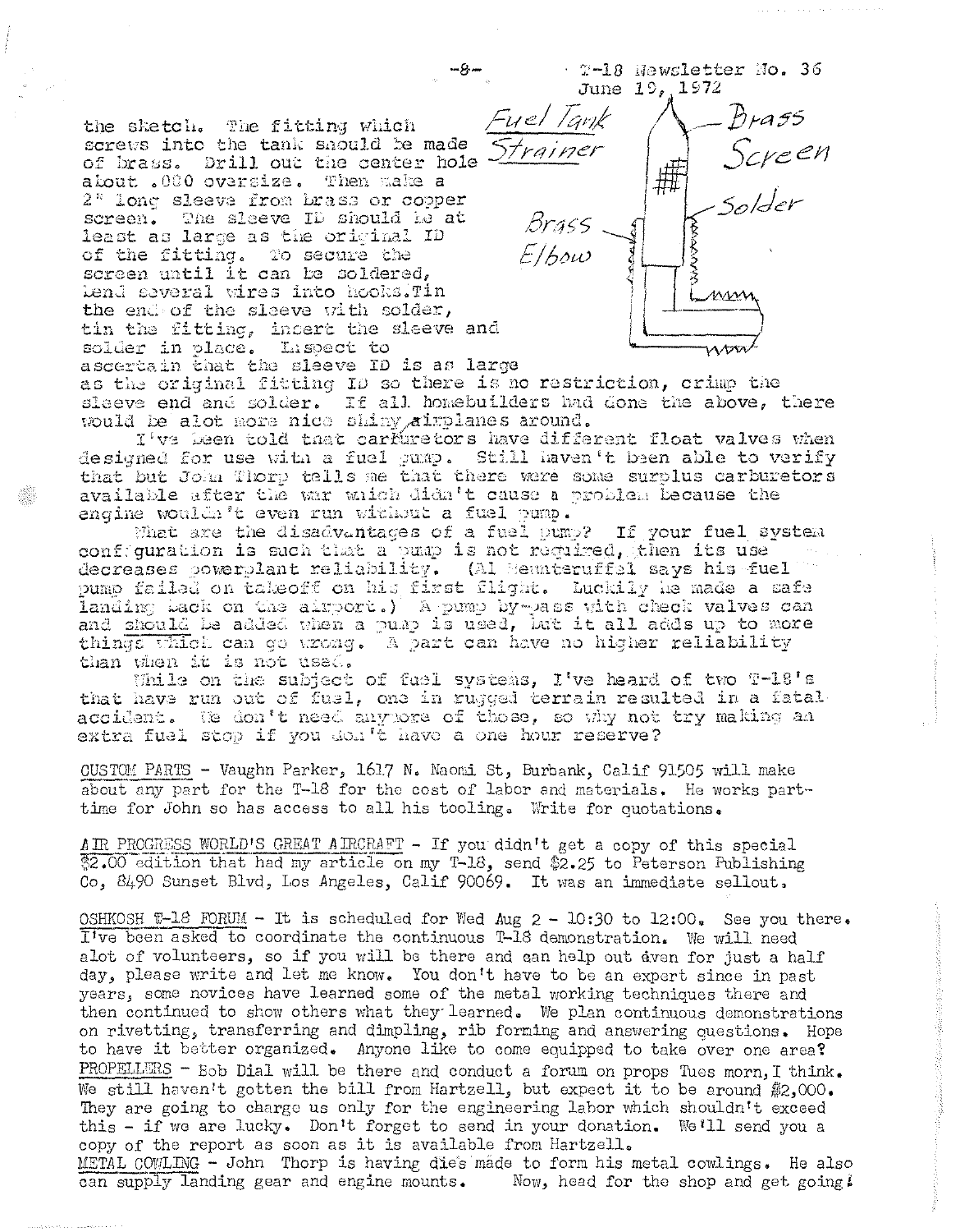the sketch. The fitting which screws into the tank should be made of brass. Drill out the center hole about .080 oversize. Then make a 2" long sleeve from brass or copper screen. The sleeve ID should be at least as large as the original ID of the fitting. To secure the screen until it can be soldered, bend several wires into hooks. Tin the end of the sleeve with solder, tin the fitting, insert the sleeve and solder in place. Inspect to ascertain that the sleeve ID is as large as the original fitting ID so there is no restriction, crimp the sleeve end and solder. If all homebuilders had done the above, there would be alot more nice shiny airplanes around.

Fuel Tank Strainer — Brass Screen — Solder — Brass Elbow

I've been told that carburetors have different float valves when designed for use with a fuel pump. Still haven't been able to verify that but John Thorp tells me that there were some surplus carburetors available after the war which didn't cause a problem because the engine wouldn't even run without a fuel pump.

What are the disadvantages of a fuel pump? If your fuel system configuration is such that a pump is not required, then its use decreases powerplant reliability. (Al Mennteruffel says his fuel pump failed on takeoff on his first flight. Luckily he made a safe landing back on the airport.) A pump by-pass with check valves can and should be added when a pump is used, but it all adds up to more things which can go wrong. A part can have no higher reliability than when it is not used.

While on the subject of fuel systems, I've heard of two T-18's that have run out of fuel, one in rugged terrain resulted in a fatal accident. We don't need anymore of those, so why not try making an extra fuel stop if you don't have a one hour reserve?

CUSTOM PARTS - Vaughn Parker, 1617 N. Naomi St, Burbank, Calif 91505 will make about any part for the T-18 for the cost of labor and materials. He works part-time for John so has access to all his tooling. Write for quotations.

AIR PROGRESS WORLD'S GREAT AIRCRAFT - If you didn't get a copy of this special $2.00 edition that had my article on my T-18, send $2.25 to Peterson Publishing Co, 8490 Sunset Blvd, Los Angeles, Calif 90069. It was an immediate sellout.

OSHKOSH T-18 FORUM - It is scheduled for Wed Aug 2 - 10:30 to 12:00. See you there. I've been asked to coordinate the continuous T-18 demonstration. We will need alot of volunteers, so if you will be there and can help out even for just a half day, please write and let me know. You don't have to be an expert since in past years, some novices have learned some of the metal working techniques there and then continued to show others what they learned. We plan continuous demonstrations on rivetting, transferring and dimpling, rib forming and answering questions. Hope to have it better organized. Anyone like to come equipped to take over one area?

PROPELLERS - Bob Dial will be there and conduct a forum on props Tues morn, I think. We still haven't gotten the bill from Hartzell, but expect it to be around $2,000. They are going to charge us only for the engineering labor which shouldn't exceed this - if we are lucky. Don't forget to send in your donation. We'll send you a copy of the report as soon as it is available from Hartzell.

METAL COWLING - John Thorp is having dies made to form his metal cowlings. He also can supply landing gear and engine mounts. Now, head for the shop and get going!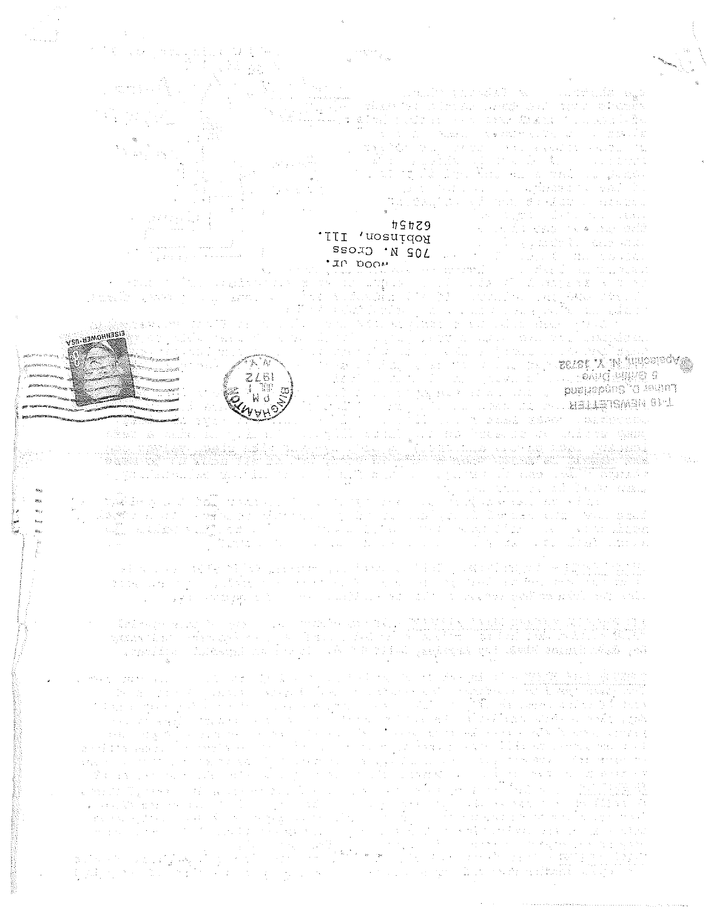T-10 NEWSLETTER
Luther D. Sunderland
5 Griffin Drive
Apalachin, N. Y. 13732

BINGHAMTON
P M
JUL 1
1972
N.Y.

EISENHOWER-USA

Wood Jr.
705 N. Cross
Robinson, Ill.
62454